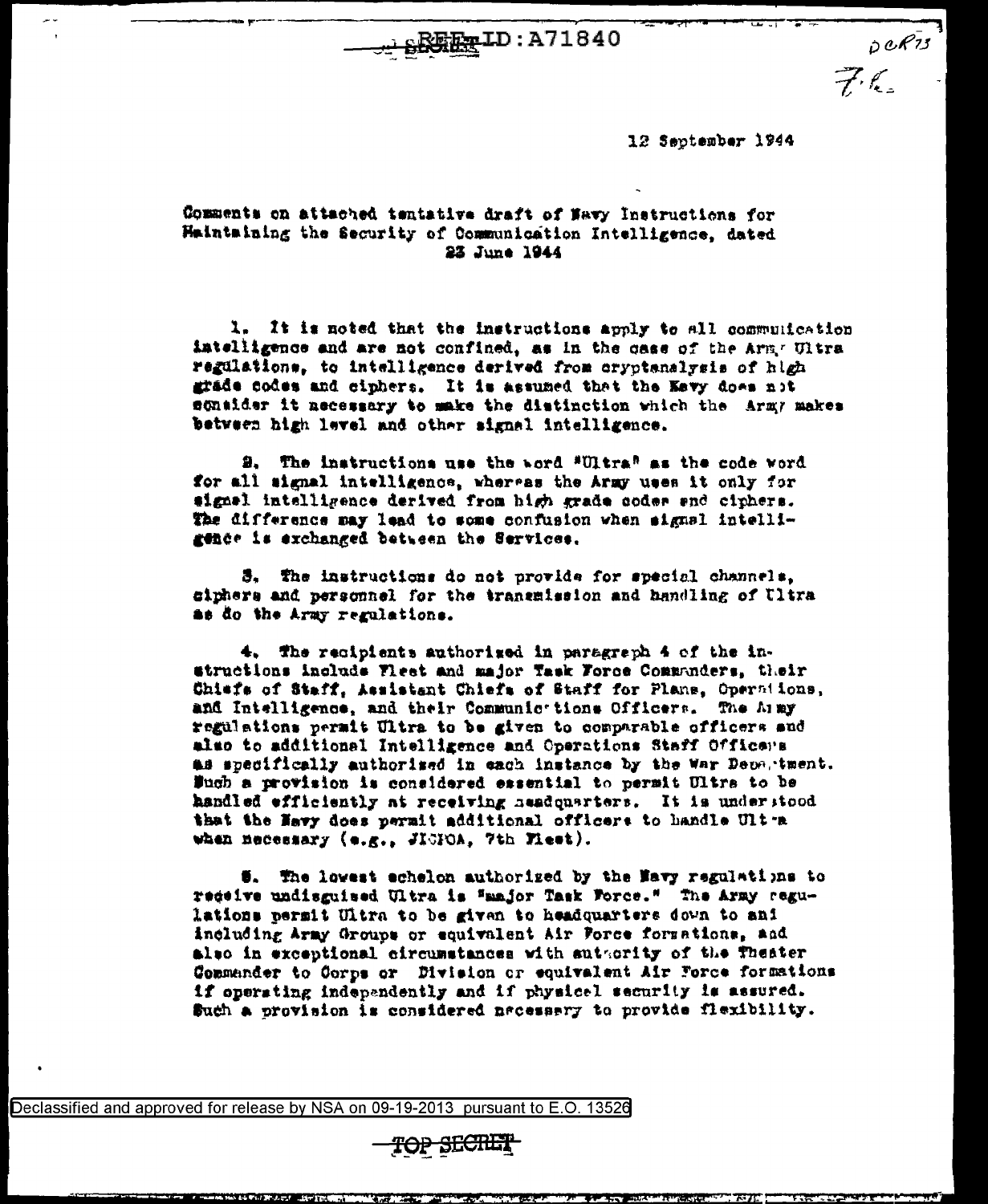REF ID:A71840

12 September 1944

Comments on attached tentative draft of Navy Instructions for Maintaining the Security of Communication Intelligence, dated 23 June 1944

1. It is noted that the instructions apply to all communication intelligence and are not confined, as in the case of the Army Ultra regulations, to intelligence derived from cryptanalysis of high grade codes and ciphers. It is assumed that the Navy does not consider it necessary to make the distinction which the Army makes between high level and other signal intelligence.

2. The instructions use the word "Ultra" as the code word for all signal intelligence, whereas the Army uses it only for signal intelligence derived from high grade codes and ciphers. The difference may lead to some confusion when signal intelligence is exchanged between the Services.

3. The instructions do not provide for special channels, ciphers and personnel for the transmission and handling of Ultra as do the Army regulations.

4. The recipients authorized in paragraph 4 of the instructions include Fleet and major Task Force Commanders, their Chiefs of Staff, Assistant Chiefs of Staff for Plans, Operations, and Intelligence, and their Communications Officers. The Army regulations permit Ultra to be given to comparable officers and also to additional Intelligence and Operations Staff Officers as specifically authorized in each instance by the War Department. Such a provision is considered essential to permit Ultra to be handled efficiently at receiving headquarters. It is understood that the Navy does permit additional officers to handle Ultra when necessary (e.g., JICPOA, 7th Fleet).

5. The lowest echelon authorized by the Navy regulations to receive undisguised Ultra is "major Task Force." The Army regulations permit Ultra to be given to headquarters down to and including Army Groups or equivalent Air Force formations, and also in exceptional circumstances with authority of the Theater Commander to Corps or Division or equivalent Air Force formations if operating independently and if physical security is assured. Such a provision is considered necessary to provide flexibility.

TOP SECRET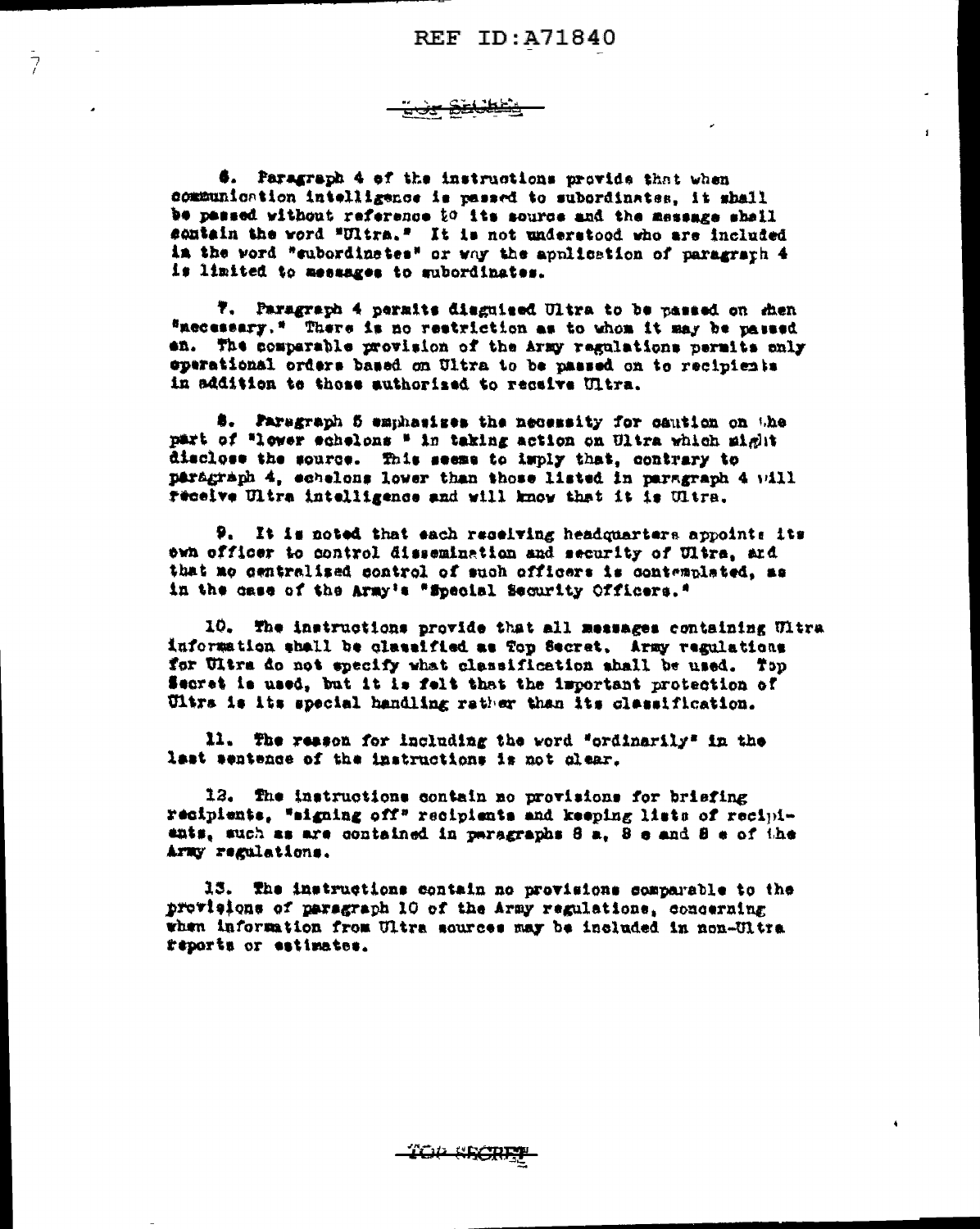TOP SECRET

6. Paragraph 4 of the instructions provide that when communication intelligence is passed to subordinates, it shall be passed without reference to its source and the message shall contain the word "Ultra." It is not understood who are included in the word "subordinates" or why the application of paragraph 4 is limited to messages to subordinates.

7. Paragraph 4 permits disguised Ultra to be passed on when "necessary." There is no restriction as to whom it may be passed on. The comparable provision of the Army regulations permits only operational orders based on Ultra to be passed on to recipients in addition to those authorized to receive Ultra.

8. Paragraph 5 emphasizes the necessity for caution on the part of "lower echelons " in taking action on Ultra which might disclose the source. This seems to imply that, contrary to paragraph 4, echelons lower than those listed in paragraph 4 will receive Ultra intelligence and will know that it is Ultra.

9. It is noted that each receiving headquarters appoints its own officer to control dissemination and security of Ultra, and that no centralized control of such officers is contemplated, as in the case of the Army's "Special Security Officers."

10. The instructions provide that all messages containing Ultra information shall be classified as Top Secret. Army regulations for Ultra do not specify what classification shall be used. Top Secret is used, but it is felt that the important protection of Ultra is its special handling rather than its classification.

11. The reason for including the word "ordinarily" in the last sentence of the instructions is not clear.

12. The instructions contain no provisions for briefing recipients, "signing off" recipients and keeping lists of recipients, such as are contained in paragraphs 8 a, 8 e and 8 e of the Army regulations.

13. The instructions contain no provisions comparable to the provisions of paragraph 10 of the Army regulations, concerning when information from Ultra sources may be included in non-Ultra reports or estimates.

TOP SECRET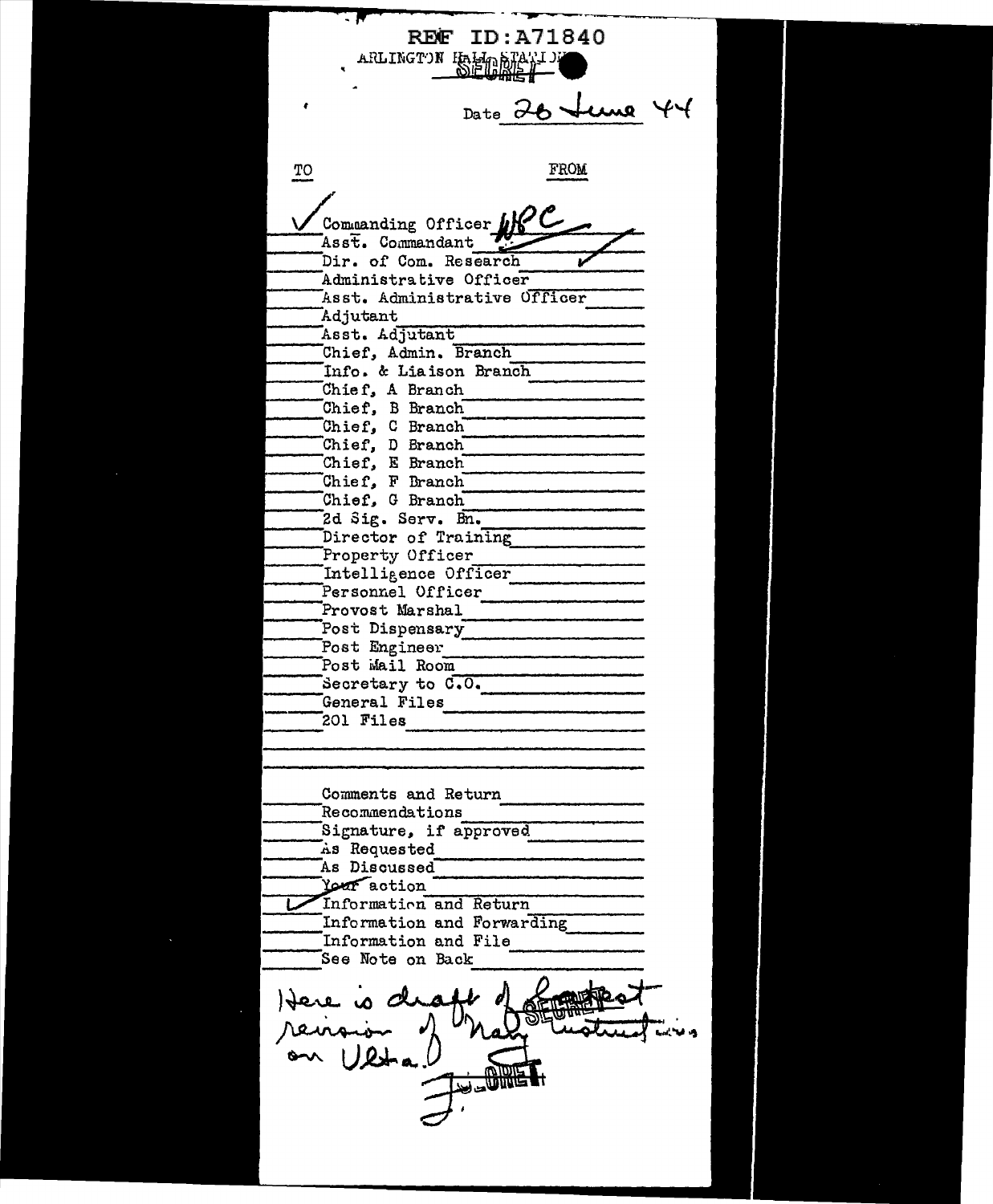REF ID:A71840

ARLINGTON HALL STATION

SECRET

Date 26 June 44

| TO | FROM |
|---|---|
| ✓ | Commanding Officer WPC |
| | Asst. Commandant |
| | Dir. of Com. Research ✓ |
| | Administrative Officer |
| | Asst. Administrative Officer |
| | Adjutant |
| | Asst. Adjutant |
| | Chief, Admin. Branch |
| | Info. & Liaison Branch |
| | Chief, A Branch |
| | Chief, B Branch |
| | Chief, C Branch |
| | Chief, D Branch |
| | Chief, E Branch |
| | Chief, F Branch |
| | Chief, G Branch |
| | 2d Sig. Serv. Bn. |
| | Director of Training |
| | Property Officer |
| | Intelligence Officer |
| | Personnel Officer |
| | Provost Marshal |
| | Post Dispensary |
| | Post Engineer |
| | Post Mail Room |
| | Secretary to C.O. |
| | General Files |
| | 201 Files |

| | |
|---|---|
| | Comments and Return |
| | Recommendations |
| | Signature, if approved |
| | As Requested |
| | As Discussed |
| | Your action |
| ✓ | Information and Return |
| | Information and Forwarding |
| | Information and File |
| | See Note on Back |

Here is draft of latest revision of Navy instructions on Ultra.

J.

SECRET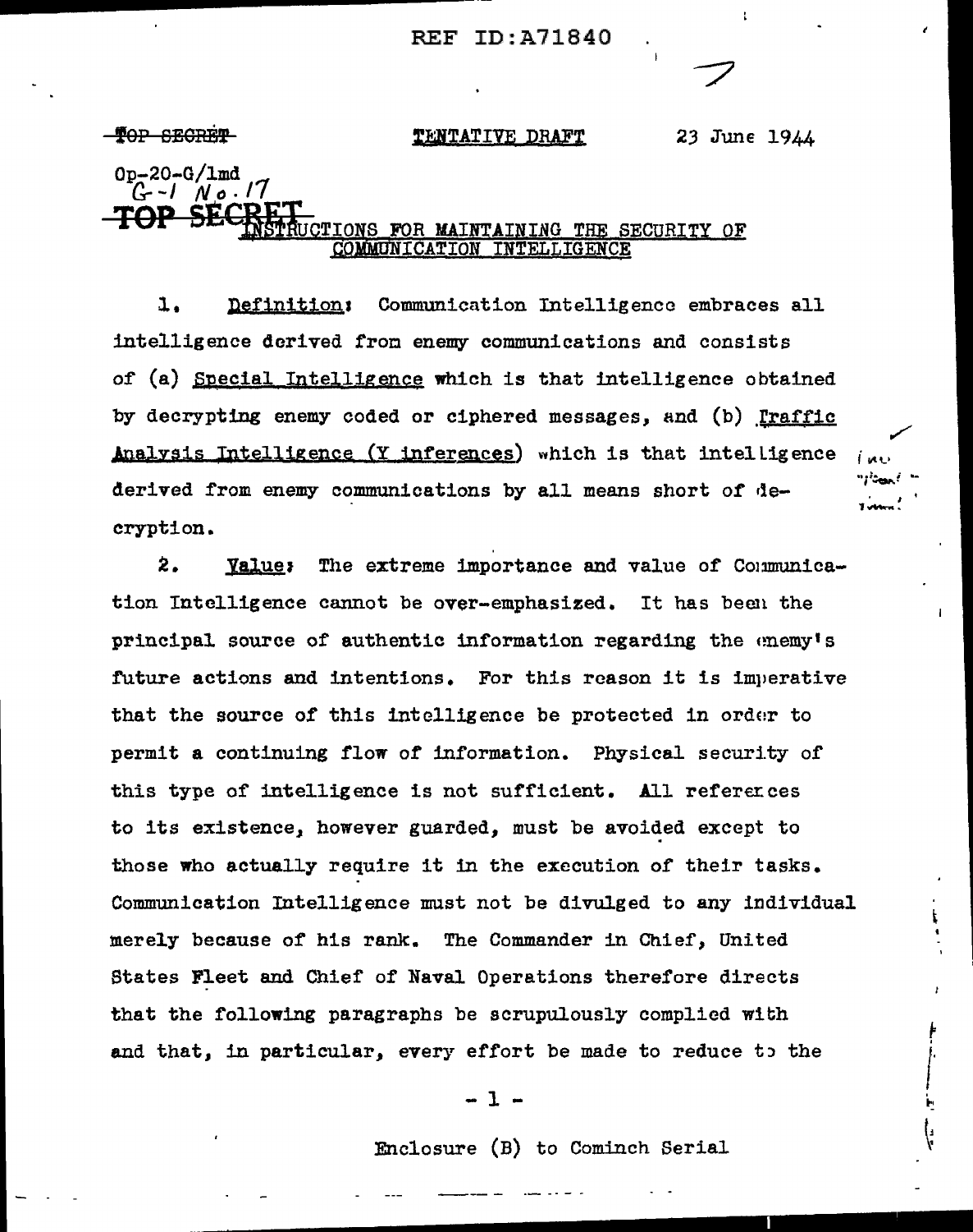REF ID:A71840

~~TOP SECRET~~ TENTATIVE DRAFT 23 June 1944

Op-20-G/lmd
G-1 No. 17

**TOP SECRET**

## INSTRUCTIONS FOR MAINTAINING THE SECURITY OF COMMUNICATION INTELLIGENCE

1. Definition: Communication Intelligence embraces all intelligence derived from enemy communications and consists of (a) Special Intelligence which is that intelligence obtained by decrypting enemy coded or ciphered messages, and (b) Traffic Analysis Intelligence (Y inferences) which is that intelligence derived from enemy communications by all means short of decryption.

2. Value: The extreme importance and value of Communication Intelligence cannot be over-emphasized. It has been the principal source of authentic information regarding the enemy's future actions and intentions. For this reason it is imperative that the source of this intelligence be protected in order to permit a continuing flow of information. Physical security of this type of intelligence is not sufficient. All references to its existence, however guarded, must be avoided except to those who actually require it in the execution of their tasks. Communication Intelligence must not be divulged to any individual merely because of his rank. The Commander in Chief, United States Fleet and Chief of Naval Operations therefore directs that the following paragraphs be scrupulously complied with and that, in particular, every effort be made to reduce to the

Enclosure (B) to Cominch Serial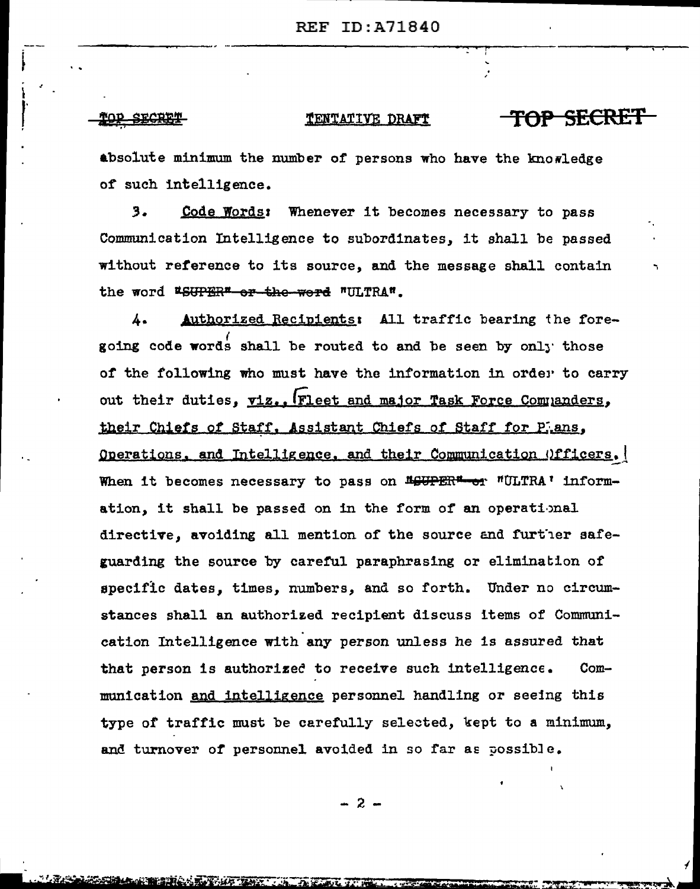absolute minimum the number of persons who have the knowledge of such intelligence.

3. Code Words: Whenever it becomes necessary to pass Communication Intelligence to subordinates, it shall be passed without reference to its source, and the message shall contain the word ~~"SUPER" or the word~~ "ULTRA".

4. Authorized Recipients: All traffic bearing the foregoing code words shall be routed to and be seen by only those of the following who must have the information in order to carry out their duties, viz., Fleet and major Task Force Commanders, their Chiefs of Staff, Assistant Chiefs of Staff for Plans, Operations, and Intelligence, and their Communication Officers. When it becomes necessary to pass on ~~"SUPER" or~~ "ULTRA" information, it shall be passed on in the form of an operational directive, avoiding all mention of the source and further safeguarding the source by careful paraphrasing or elimination of specific dates, times, numbers, and so forth. Under no circumstances shall an authorized recipient discuss items of Communication Intelligence with any person unless he is assured that that person is authorized to receive such intelligence. Communication and intelligence personnel handling or seeing this type of traffic must be carefully selected, kept to a minimum, and turnover of personnel avoided in so far as possible.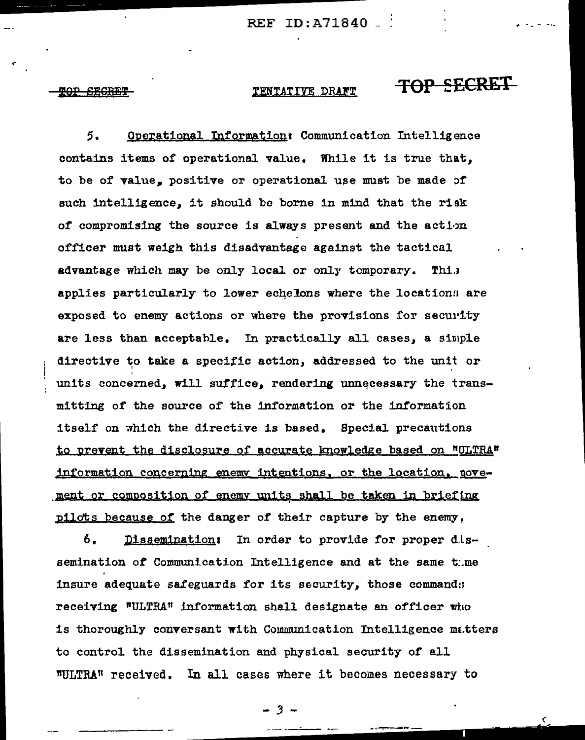TOP SECRET — TENTATIVE DRAFT — TOP SECRET

5. Operational Information: Communication Intelligence contains items of operational value. While it is true that, to be of value, positive or operational use must be made of such intelligence, it should be borne in mind that the risk of compromising the source is always present and the action officer must weigh this disadvantage against the tactical advantage which may be only local or only temporary. This applies particularly to lower echelons where the locations are exposed to enemy actions or where the provisions for security are less than acceptable. In practically all cases, a simple directive to take a specific action, addressed to the unit or units concerned, will suffice, rendering unnecessary the transmitting of the source of the information or the information itself on which the directive is based. Special precautions <u>to prevent the disclosure of accurate knowledge based on "ULTRA" information concerning enemy intentions, or the location, movement or composition of enemy units shall be taken in briefing pilots because of</u> the danger of their capture by the enemy,

6. Dissemination: In order to provide for proper dissemination of Communication Intelligence and at the same time insure adequate safeguards for its security, those commands receiving "ULTRA" information shall designate an officer who is thoroughly conversant with Communication Intelligence matters to control the dissemination and physical security of all "ULTRA" received. In all cases where it becomes necessary to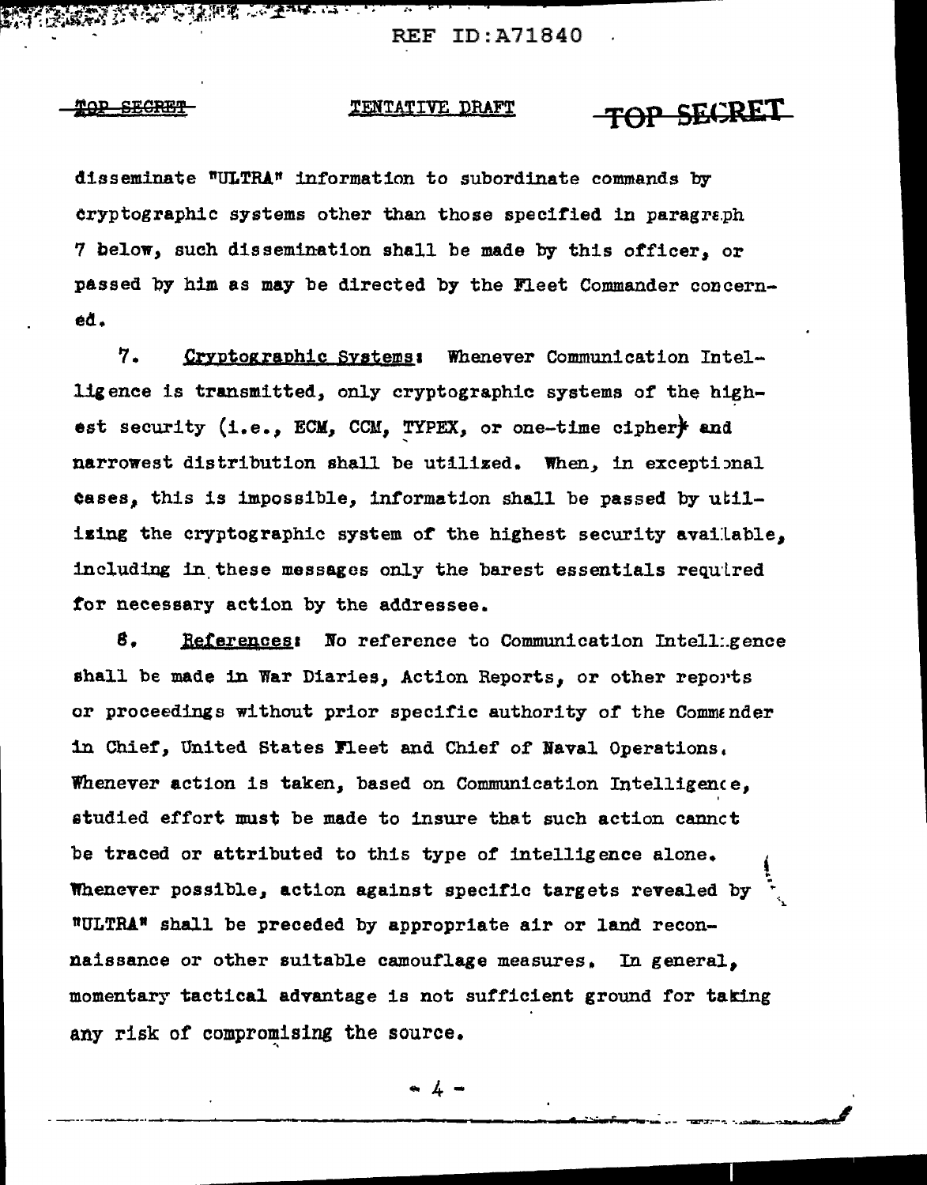disseminate "ULTRA" information to subordinate commands by cryptographic systems other than those specified in paragraph 7 below, such dissemination shall be made by this officer, or passed by him as may be directed by the Fleet Commander concerned.

7. Cryptographic Systems: Whenever Communication Intelligence is transmitted, only cryptographic systems of the highest security (i.e., ECM, CCM, TYPEX, or one-time cipher) and narrowest distribution shall be utilized. When, in exceptional cases, this is impossible, information shall be passed by utilizing the cryptographic system of the highest security available, including in these messages only the barest essentials required for necessary action by the addressee.

8. References: No reference to Communication Intelligence shall be made in War Diaries, Action Reports, or other reports or proceedings without prior specific authority of the Commander in Chief, United States Fleet and Chief of Naval Operations. Whenever action is taken, based on Communication Intelligence, studied effort must be made to insure that such action cannot be traced or attributed to this type of intelligence alone. Whenever possible, action against specific targets revealed by "ULTRA" shall be preceded by appropriate air or land reconnaissance or other suitable camouflage measures. In general, momentary tactical advantage is not sufficient ground for taking any risk of compromising the source.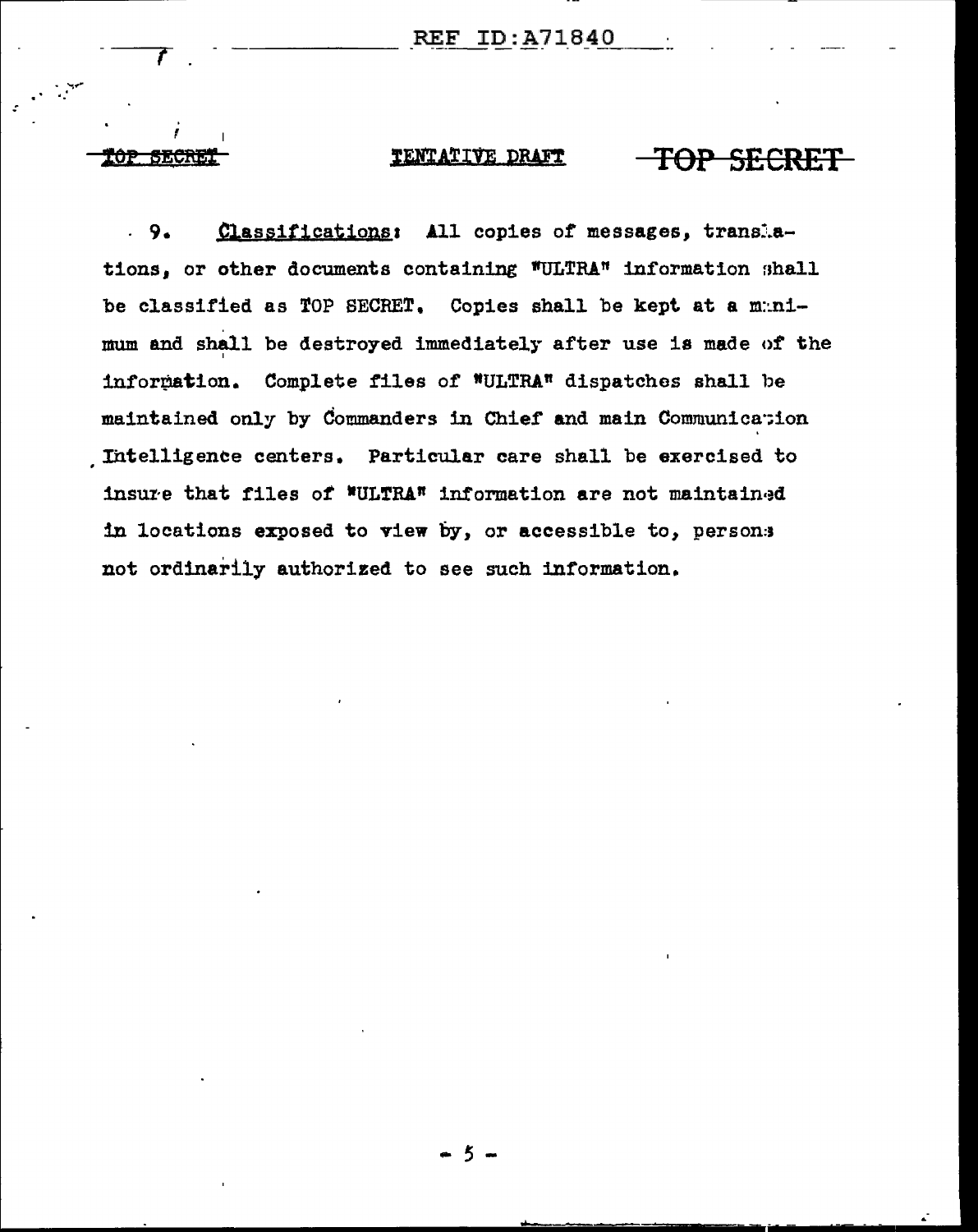TOP SECRET TENTATIVE DRAFT TOP SECRET

9. Classifications: All copies of messages, translations, or other documents containing "ULTRA" information shall be classified as TOP SECRET. Copies shall be kept at a minimum and shall be destroyed immediately after use is made of the information. Complete files of "ULTRA" dispatches shall be maintained only by Commanders in Chief and main Communication Intelligence centers. Particular care shall be exercised to insure that files of "ULTRA" information are not maintained in locations exposed to view by, or accessible to, persons not ordinarily authorized to see such information.